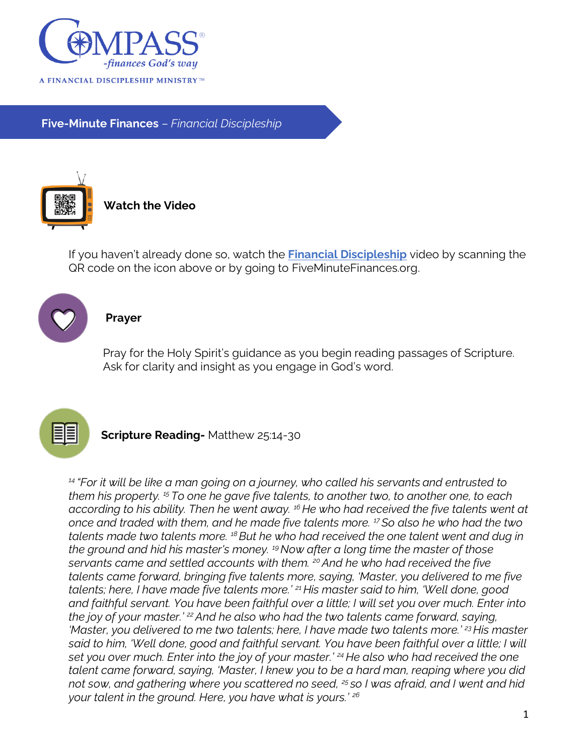COMPASS® -finances God's way

A FINANCIAL DISCIPLESHIP MINISTRY™

## **Five-Minute Finances** – *Financial Discipleship*

### Watch the Video

If you haven't already done so, watch the **Financial Discipleship** video by scanning the QR code on the icon above or by going to FiveMinuteFinances.org.

### Prayer

Pray for the Holy Spirit's guidance as you begin reading passages of Scripture. Ask for clarity and insight as you engage in God's word.

### **Scripture Reading-** Matthew 25:14-30

*[14] "For it will be like a man going on a journey, who called his servants and entrusted to them his property. [15] To one he gave five talents, to another two, to another one, to each according to his ability. Then he went away. [16] He who had received the five talents went at once and traded with them, and he made five talents more. [17] So also he who had the two talents made two talents more. [18] But he who had received the one talent went and dug in the ground and hid his master's money. [19] Now after a long time the master of those servants came and settled accounts with them. [20] And he who had received the five talents came forward, bringing five talents more, saying, 'Master, you delivered to me five talents; here, I have made five talents more.' [21] His master said to him, 'Well done, good and faithful servant. You have been faithful over a little; I will set you over much. Enter into the joy of your master.' [22] And he also who had the two talents came forward, saying, 'Master, you delivered to me two talents; here, I have made two talents more.' [23] His master said to him, 'Well done, good and faithful servant. You have been faithful over a little; I will set you over much. Enter into the joy of your master.' [24] He also who had received the one talent came forward, saying, 'Master, I knew you to be a hard man, reaping where you did not sow, and gathering where you scattered no seed, [25] so I was afraid, and I went and hid your talent in the ground. Here, you have what is yours.' [26]*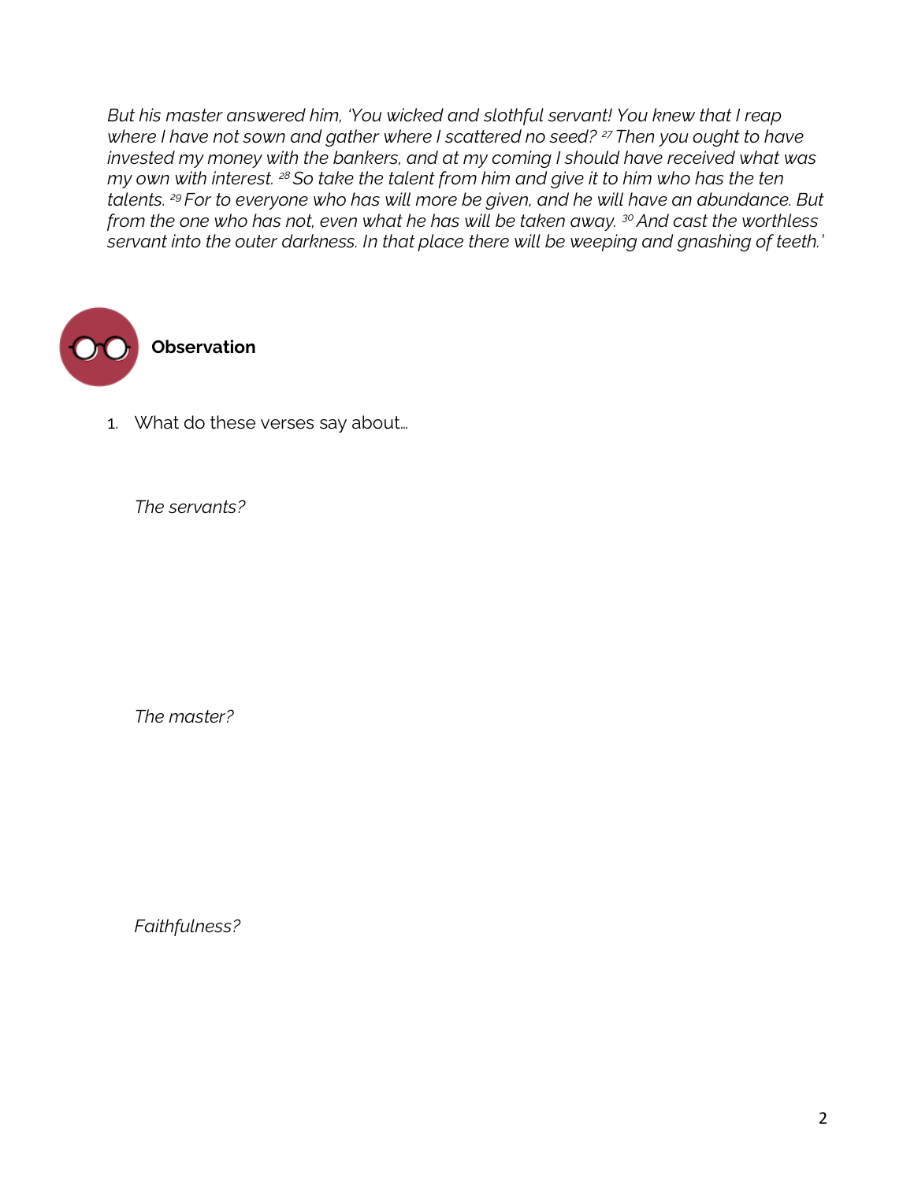*But his master answered him, 'You wicked and slothful servant! You knew that I reap where I have not sown and gather where I scattered no seed? [27] Then you ought to have invested my money with the bankers, and at my coming I should have received what was my own with interest. [28] So take the talent from him and give it to him who has the ten talents. [29] For to everyone who has will more be given, and he will have an abundance. But from the one who has not, even what he has will be taken away. [30] And cast the worthless servant into the outer darkness. In that place there will be weeping and gnashing of teeth.'*

## Observation

1. What do these verses say about…

   *The servants?*

   *The master?*

   *Faithfulness?*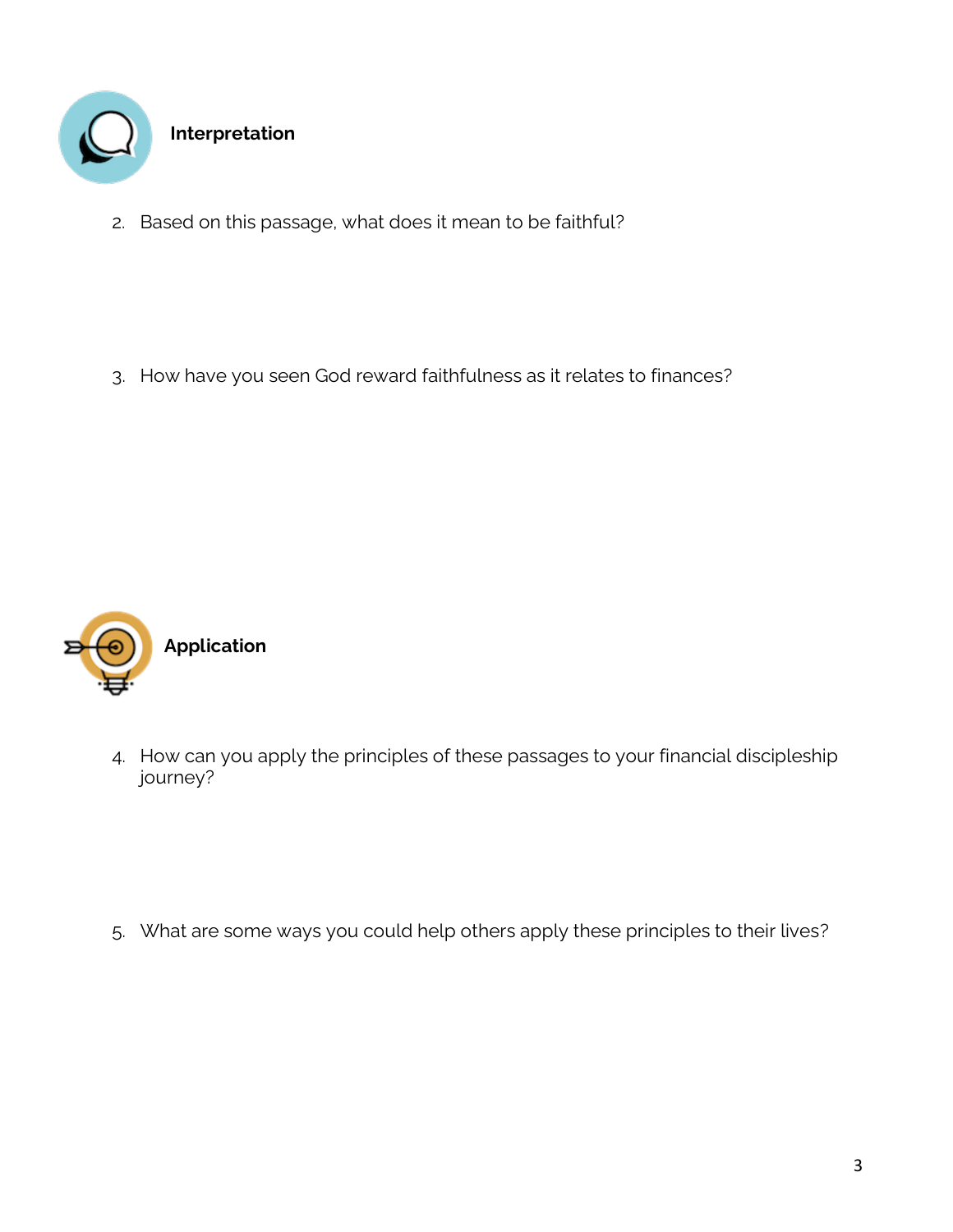## Interpretation

2. Based on this passage, what does it mean to be faithful?

3. How have you seen God reward faithfulness as it relates to finances?

## Application

4. How can you apply the principles of these passages to your financial discipleship journey?

5. What are some ways you could help others apply these principles to their lives?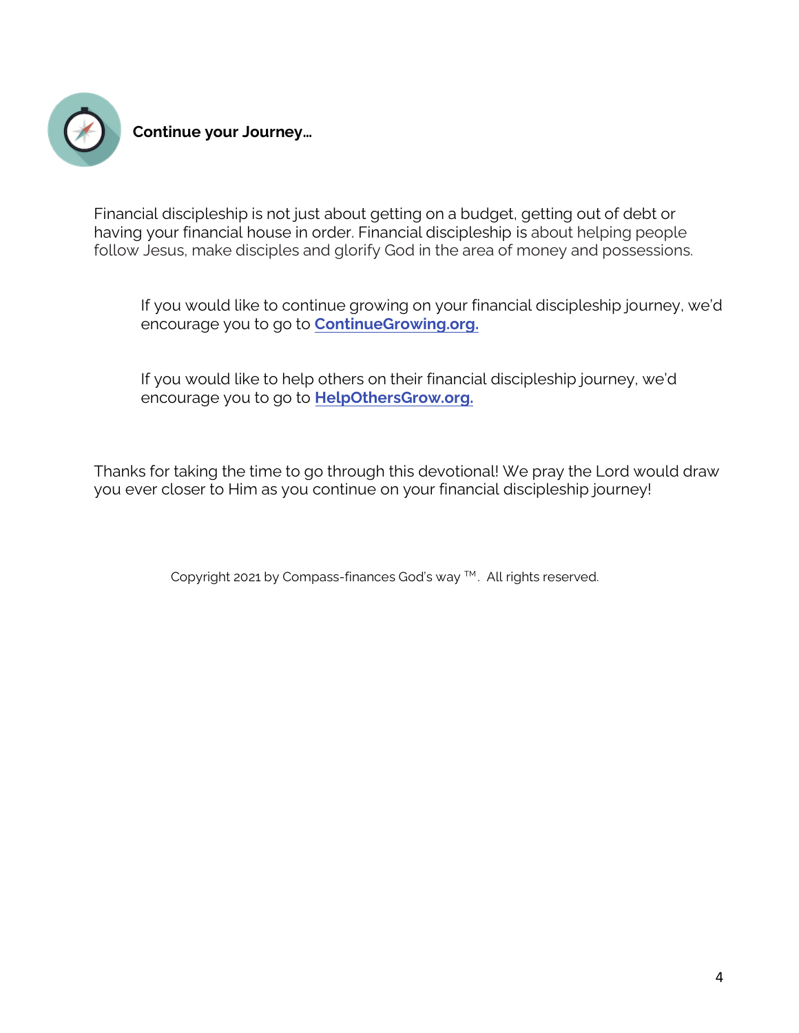**Continue your Journey…**

Financial discipleship is not just about getting on a budget, getting out of debt or having your financial house in order. Financial discipleship is about helping people follow Jesus, make disciples and glorify God in the area of money and possessions.

> If you would like to continue growing on your financial discipleship journey, we'd encourage you to go to **ContinueGrowing.org.**

> If you would like to help others on their financial discipleship journey, we'd encourage you to go to **HelpOthersGrow.org.**

Thanks for taking the time to go through this devotional! We pray the Lord would draw you ever closer to Him as you continue on your financial discipleship journey!

Copyright 2021 by Compass-finances God's way ™. All rights reserved.